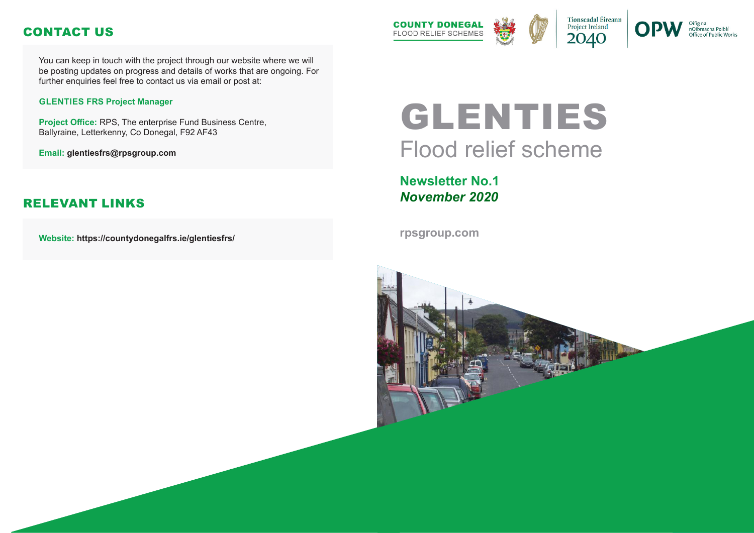## CONTACT US

You can keep in touch with the project through our website where we will be posting updates on progress and details of works that are ongoing. For further enquiries feel free to contact us via email or post at:

**GLENTIES FRS Project Manager**

**Project Office:** RPS, The enterprise Fund Business Centre, Ballyraine, Letterkenny, Co Donegal, F92 AF43

**Email:** **glentiesfrs@rpsgroup.com**

## RELEVANT LINKS

**Website:** **https://countydonegalfrs.ie/glentiesfrs/**

COUNTY DONEGAL
FLOOD RELIEF SCHEMES

Tionscadal Éireann
Project Ireland
2040

OPW
Oifig na nOibreacha Poiblí
Office of Public Works

# GLENTIES

# Flood relief scheme

**Newsletter No.1**

***November 2020***

**rpsgroup.com**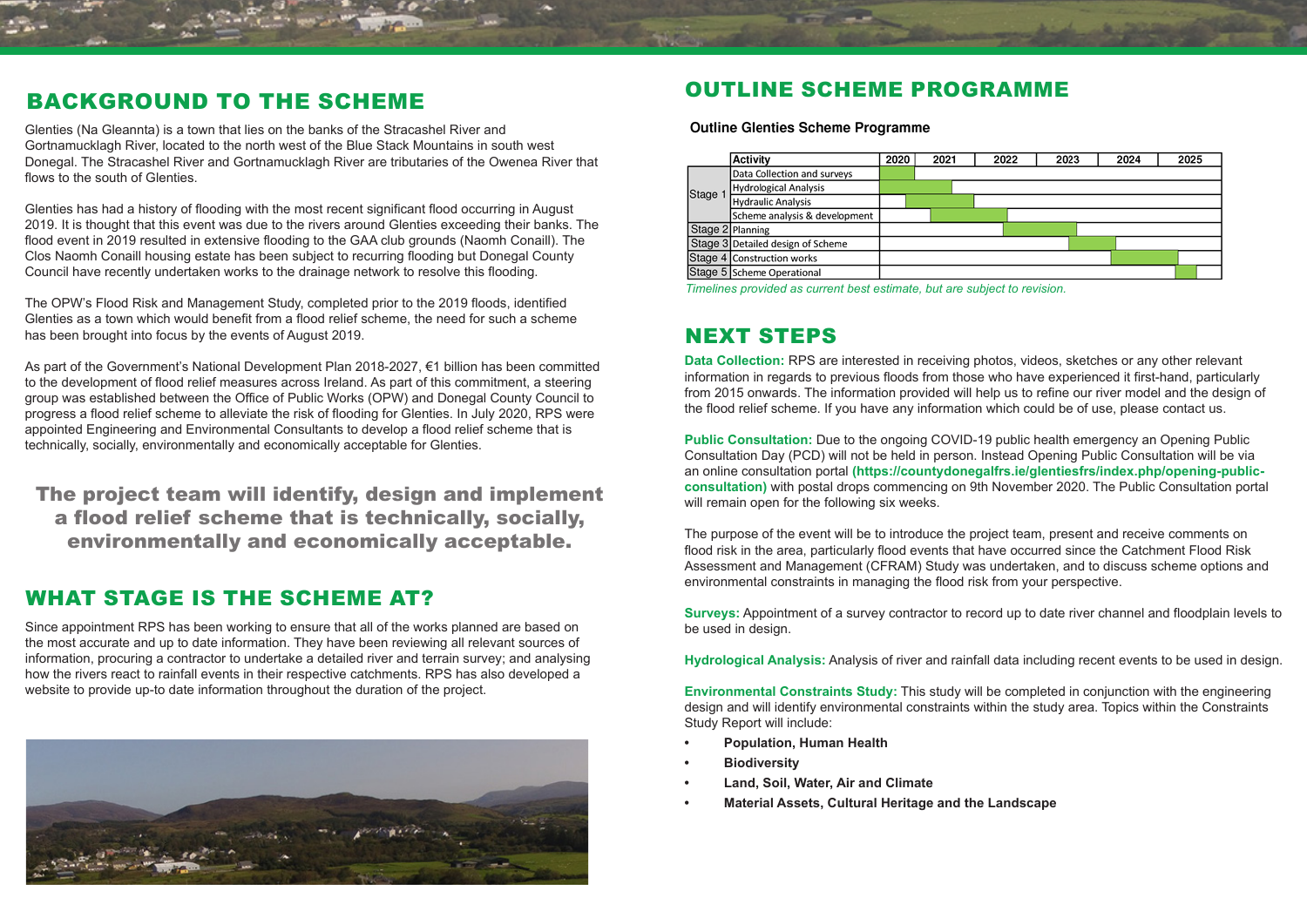## BACKGROUND TO THE SCHEME

Glenties (Na Gleannta) is a town that lies on the banks of the Stracashel River and Gortnamucklagh River, located to the north west of the Blue Stack Mountains in south west Donegal. The Stracashel River and Gortnamucklagh River are tributaries of the Owenea River that flows to the south of Glenties.

Glenties has had a history of flooding with the most recent significant flood occurring in August 2019. It is thought that this event was due to the rivers around Glenties exceeding their banks. The flood event in 2019 resulted in extensive flooding to the GAA club grounds (Naomh Conaill). The Clos Naomh Conaill housing estate has been subject to recurring flooding but Donegal County Council have recently undertaken works to the drainage network to resolve this flooding.

The OPW's Flood Risk and Management Study, completed prior to the 2019 floods, identified Glenties as a town which would benefit from a flood relief scheme, the need for such a scheme has been brought into focus by the events of August 2019.

As part of the Government's National Development Plan 2018-2027, €1 billion has been committed to the development of flood relief measures across Ireland. As part of this commitment, a steering group was established between the Office of Public Works (OPW) and Donegal County Council to progress a flood relief scheme to alleviate the risk of flooding for Glenties. In July 2020, RPS were appointed Engineering and Environmental Consultants to develop a flood relief scheme that is technically, socially, environmentally and economically acceptable for Glenties.

**The project team will identify, design and implement a flood relief scheme that is technically, socially, environmentally and economically acceptable.**

## WHAT STAGE IS THE SCHEME AT?

Since appointment RPS has been working to ensure that all of the works planned are based on the most accurate and up to date information. They have been reviewing all relevant sources of information, procuring a contractor to undertake a detailed river and terrain survey; and analysing how the rivers react to rainfall events in their respective catchments. RPS has also developed a website to provide up-to date information throughout the duration of the project.

## OUTLINE SCHEME PROGRAMME

**Outline Glenties Scheme Programme**

Activity
2020
2021
2022
2023
2024
2025

Stage 1
Data Collection and surveys
Hydrological Analysis
Hydraulic Analysis
Scheme analysis & development

Stage 2 Planning

Stage 3 Detailed design of Scheme

Stage 4 Construction works

Stage 5 Scheme Operational

*Timelines provided as current best estimate, but are subject to revision.*

## NEXT STEPS

**Data Collection:** RPS are interested in receiving photos, videos, sketches or any other relevant information in regards to previous floods from those who have experienced it first-hand, particularly from 2015 onwards. The information provided will help us to refine our river model and the design of the flood relief scheme. If you have any information which could be of use, please contact us.

**Public Consultation:** Due to the ongoing COVID-19 public health emergency an Opening Public Consultation Day (PCD) will not be held in person. Instead Opening Public Consultation will be via an online consultation portal **(https://countydonegalfrs.ie/glentiesfrs/index.php/opening-public-consultation)** with postal drops commencing on 9th November 2020. The Public Consultation portal will remain open for the following six weeks.

The purpose of the event will be to introduce the project team, present and receive comments on flood risk in the area, particularly flood events that have occurred since the Catchment Flood Risk Assessment and Management (CFRAM) Study was undertaken, and to discuss scheme options and environmental constraints in managing the flood risk from your perspective.

**Surveys:** Appointment of a survey contractor to record up to date river channel and floodplain levels to be used in design.

**Hydrological Analysis:** Analysis of river and rainfall data including recent events to be used in design.

**Environmental Constraints Study:** This study will be completed in conjunction with the engineering design and will identify environmental constraints within the study area. Topics within the Constraints Study Report will include:

- **Population, Human Health**
- **Biodiversity**
- **Land, Soil, Water, Air and Climate**
- **Material Assets, Cultural Heritage and the Landscape**